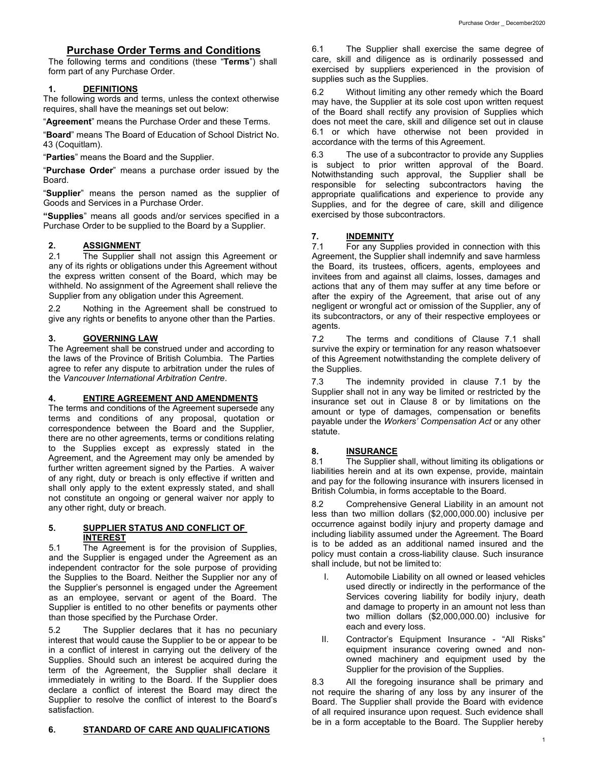# Purchase Order Terms and Conditions

The following terms and conditions (these "**Terms**") shall form part of any Purchase Order.

## 1. DEFINITIONS

The following words and terms, unless the context otherwise requires, shall have the meanings set out below:

"**Agreement**" means the Purchase Order and these Terms.

"**Board**" means The Board of Education of School District No. 43 (Coquitlam).

"**Parties**" means the Board and the Supplier.

"**Purchase Order**" means a purchase order issued by the Board.

"**Supplier**" means the person named as the supplier of Goods and Services in a Purchase Order.

**"Supplies**" means all goods and/or services specified in a Purchase Order to be supplied to the Board by a Supplier.

## 2. ASSIGNMENT

2.1 The Supplier shall not assign this Agreement or any of its rights or obligations under this Agreement without the express written consent of the Board, which may be withheld. No assignment of the Agreement shall relieve the Supplier from any obligation under this Agreement.

2.2 Nothing in the Agreement shall be construed to give any rights or benefits to anyone other than the Parties.

## 3. GOVERNING LAW

The Agreement shall be construed under and according to the laws of the Province of British Columbia. The Parties agree to refer any dispute to arbitration under the rules of the *Vancouver International Arbitration Centre*.

## 4. ENTIRE AGREEMENT AND AMENDMENTS

The terms and conditions of the Agreement supersede any terms and conditions of any proposal, quotation or correspondence between the Board and the Supplier, there are no other agreements, terms or conditions relating to the Supplies except as expressly stated in the Agreement, and the Agreement may only be amended by further written agreement signed by the Parties. A waiver of any right, duty or breach is only effective if written and shall only apply to the extent expressly stated, and shall not constitute an ongoing or general waiver nor apply to any other right, duty or breach.

## 5. SUPPLIER STATUS AND CONFLICT OF INTEREST

5.1 The Agreement is for the provision of Supplies, and the Supplier is engaged under the Agreement as an independent contractor for the sole purpose of providing the Supplies to the Board. Neither the Supplier nor any of the Supplier's personnel is engaged under the Agreement as an employee, servant or agent of the Board. The Supplier is entitled to no other benefits or payments other than those specified by the Purchase Order.

5.2 The Supplier declares that it has no pecuniary interest that would cause the Supplier to be or appear to be in a conflict of interest in carrying out the delivery of the Supplies. Should such an interest be acquired during the term of the Agreement, the Supplier shall declare it immediately in writing to the Board. If the Supplier does declare a conflict of interest the Board may direct the Supplier to resolve the conflict of interest to the Board's satisfaction.

## 6. STANDARD OF CARE AND QUALIFICATIONS

6.1 The Supplier shall exercise the same degree of care, skill and diligence as is ordinarily possessed and exercised by suppliers experienced in the provision of supplies such as the Supplies.

6.2 Without limiting any other remedy which the Board may have, the Supplier at its sole cost upon written request of the Board shall rectify any provision of Supplies which does not meet the care, skill and diligence set out in clause 6.1 or which have otherwise not been provided in accordance with the terms of this Agreement.

6.3 The use of a subcontractor to provide any Supplies is subject to prior written approval of the Board. Notwithstanding such approval, the Supplier shall be responsible for selecting subcontractors having the appropriate qualifications and experience to provide any Supplies, and for the degree of care, skill and diligence exercised by those subcontractors.

## 7. INDEMNITY

7.1 For any Supplies provided in connection with this Agreement, the Supplier shall indemnify and save harmless the Board, its trustees, officers, agents, employees and invitees from and against all claims, losses, damages and actions that any of them may suffer at any time before or after the expiry of the Agreement, that arise out of any negligent or wrongful act or omission of the Supplier, any of its subcontractors, or any of their respective employees or agents.

7.2 The terms and conditions of Clause 7.1 shall survive the expiry or termination for any reason whatsoever of this Agreement notwithstanding the complete delivery of the Supplies.

7.3 The indemnity provided in clause 7.1 by the Supplier shall not in any way be limited or restricted by the insurance set out in Clause 8 or by limitations on the amount or type of damages, compensation or benefits payable under the *Workers' Compensation Act* or any other statute.

## 8. INSURANCE

8.1 The Supplier shall, without limiting its obligations or liabilities herein and at its own expense, provide, maintain and pay for the following insurance with insurers licensed in British Columbia, in forms acceptable to the Board.

8.2 Comprehensive General Liability in an amount not less than two million dollars ($2,000,000.00) inclusive per occurrence against bodily injury and property damage and including liability assumed under the Agreement. The Board is to be added as an additional named insured and the policy must contain a cross-liability clause. Such insurance shall include, but not be limited to:

I. Automobile Liability on all owned or leased vehicles used directly or indirectly in the performance of the Services covering liability for bodily injury, death and damage to property in an amount not less than two million dollars ($2,000,000.00) inclusive for each and every loss.

II. Contractor's Equipment Insurance - "All Risks" equipment insurance covering owned and non-owned machinery and equipment used by the Supplier for the provision of the Supplies.

8.3 All the foregoing insurance shall be primary and not require the sharing of any loss by any insurer of the Board. The Supplier shall provide the Board with evidence of all required insurance upon request. Such evidence shall be in a form acceptable to the Board. The Supplier hereby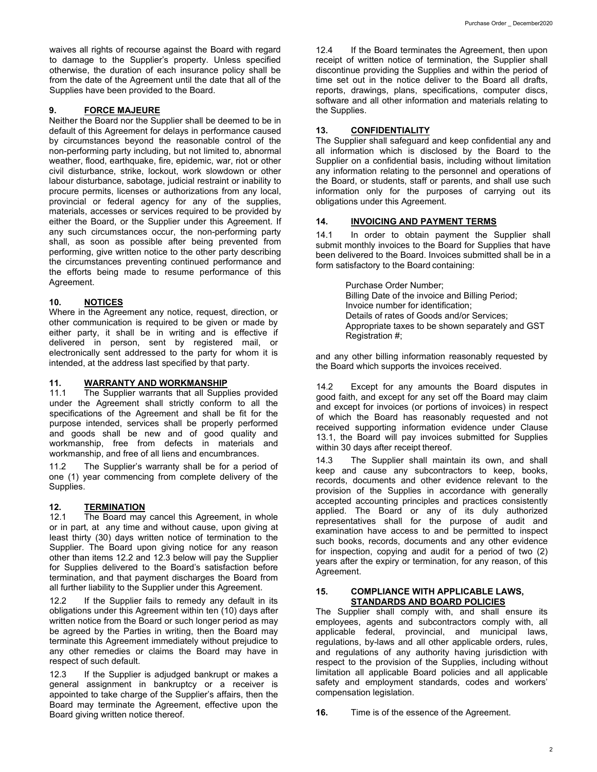waives all rights of recourse against the Board with regard to damage to the Supplier's property. Unless specified otherwise, the duration of each insurance policy shall be from the date of the Agreement until the date that all of the Supplies have been provided to the Board.

## 9. FORCE MAJEURE

Neither the Board nor the Supplier shall be deemed to be in default of this Agreement for delays in performance caused by circumstances beyond the reasonable control of the non-performing party including, but not limited to, abnormal weather, flood, earthquake, fire, epidemic, war, riot or other civil disturbance, strike, lockout, work slowdown or other labour disturbance, sabotage, judicial restraint or inability to procure permits, licenses or authorizations from any local, provincial or federal agency for any of the supplies, materials, accesses or services required to be provided by either the Board, or the Supplier under this Agreement. If any such circumstances occur, the non-performing party shall, as soon as possible after being prevented from performing, give written notice to the other party describing the circumstances preventing continued performance and the efforts being made to resume performance of this Agreement.

## 10. NOTICES

Where in the Agreement any notice, request, direction, or other communication is required to be given or made by either party, it shall be in writing and is effective if delivered in person, sent by registered mail, or electronically sent addressed to the party for whom it is intended, at the address last specified by that party.

## 11. WARRANTY AND WORKMANSHIP

11.1 The Supplier warrants that all Supplies provided under the Agreement shall strictly conform to all the specifications of the Agreement and shall be fit for the purpose intended, services shall be properly performed and goods shall be new and of good quality and workmanship, free from defects in materials and workmanship, and free of all liens and encumbrances.

11.2 The Supplier's warranty shall be for a period of one (1) year commencing from complete delivery of the Supplies.

## 12. TERMINATION

12.1 The Board may cancel this Agreement, in whole or in part, at any time and without cause, upon giving at least thirty (30) days written notice of termination to the Supplier. The Board upon giving notice for any reason other than items 12.2 and 12.3 below will pay the Supplier for Supplies delivered to the Board's satisfaction before termination, and that payment discharges the Board from all further liability to the Supplier under this Agreement.

12.2 If the Supplier fails to remedy any default in its obligations under this Agreement within ten (10) days after written notice from the Board or such longer period as may be agreed by the Parties in writing, then the Board may terminate this Agreement immediately without prejudice to any other remedies or claims the Board may have in respect of such default.

12.3 If the Supplier is adjudged bankrupt or makes a general assignment in bankruptcy or a receiver is appointed to take charge of the Supplier's affairs, then the Board may terminate the Agreement, effective upon the Board giving written notice thereof.

12.4 If the Board terminates the Agreement, then upon receipt of written notice of termination, the Supplier shall discontinue providing the Supplies and within the period of time set out in the notice deliver to the Board all drafts, reports, drawings, plans, specifications, computer discs, software and all other information and materials relating to the Supplies.

## 13. CONFIDENTIALITY

The Supplier shall safeguard and keep confidential any and all information which is disclosed by the Board to the Supplier on a confidential basis, including without limitation any information relating to the personnel and operations of the Board, or students, staff or parents, and shall use such information only for the purposes of carrying out its obligations under this Agreement.

## 14. INVOICING AND PAYMENT TERMS

14.1 In order to obtain payment the Supplier shall submit monthly invoices to the Board for Supplies that have been delivered to the Board. Invoices submitted shall be in a form satisfactory to the Board containing:

Purchase Order Number;
Billing Date of the invoice and Billing Period;
Invoice number for identification;
Details of rates of Goods and/or Services;
Appropriate taxes to be shown separately and GST Registration #;

and any other billing information reasonably requested by the Board which supports the invoices received.

14.2 Except for any amounts the Board disputes in good faith, and except for any set off the Board may claim and except for invoices (or portions of invoices) in respect of which the Board has reasonably requested and not received supporting information evidence under Clause 13.1, the Board will pay invoices submitted for Supplies within 30 days after receipt thereof.

14.3 The Supplier shall maintain its own, and shall keep and cause any subcontractors to keep, books, records, documents and other evidence relevant to the provision of the Supplies in accordance with generally accepted accounting principles and practices consistently applied. The Board or any of its duly authorized representatives shall for the purpose of audit and examination have access to and be permitted to inspect such books, records, documents and any other evidence for inspection, copying and audit for a period of two (2) years after the expiry or termination, for any reason, of this Agreement.

## 15. COMPLIANCE WITH APPLICABLE LAWS, STANDARDS AND BOARD POLICIES

The Supplier shall comply with, and shall ensure its employees, agents and subcontractors comply with, all applicable federal, provincial, and municipal laws, regulations, by-laws and all other applicable orders, rules, and regulations of any authority having jurisdiction with respect to the provision of the Supplies, including without limitation all applicable Board policies and all applicable safety and employment standards, codes and workers' compensation legislation.

**16.** Time is of the essence of the Agreement.